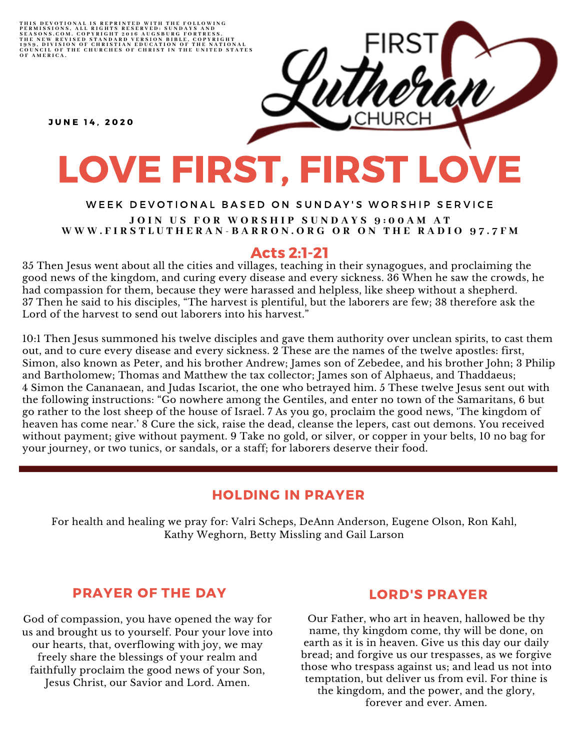THIS DEVOTIONAL IS REPRINTED WITH THE FOLLOWING PERMISSIONS, ALL RIGHTS RESERVED: SUNDAYS AND SEASONS.COM. COPYRIGHT 2016 AUGSBURG FORTRESS. THE NEW REVISED STANDARD VERSION BIBLE, COPYRIGHT 1989, DIVISION OF CHRISTIAN EDUCATION OF THE NATIONAL COUNCIL OF THE CHURCHES OF CHRIST IN THE UNITED STATES OF AMERICA.

FIRST Lutheran CHURCH

**JUNE 14, 2020**

# LOVE FIRST, FIRST LOVE

WEEK DEVOTIONAL BASED ON SUNDAY'S WORSHIP SERVICE

**JOIN US FOR WORSHIP SUNDAYS 9:00AM AT WWW.FIRSTLUTHERAN-BARRON.ORG OR ON THE RADIO 97.7FM**

## Acts 2:1-21

35 Then Jesus went about all the cities and villages, teaching in their synagogues, and proclaiming the good news of the kingdom, and curing every disease and every sickness. 36 When he saw the crowds, he had compassion for them, because they were harassed and helpless, like sheep without a shepherd. 37 Then he said to his disciples, "The harvest is plentiful, but the laborers are few; 38 therefore ask the Lord of the harvest to send out laborers into his harvest."

10:1 Then Jesus summoned his twelve disciples and gave them authority over unclean spirits, to cast them out, and to cure every disease and every sickness. 2 These are the names of the twelve apostles: first, Simon, also known as Peter, and his brother Andrew; James son of Zebedee, and his brother John; 3 Philip and Bartholomew; Thomas and Matthew the tax collector; James son of Alphaeus, and Thaddaeus; 4 Simon the Cananaean, and Judas Iscariot, the one who betrayed him. 5 These twelve Jesus sent out with the following instructions: "Go nowhere among the Gentiles, and enter no town of the Samaritans, 6 but go rather to the lost sheep of the house of Israel. 7 As you go, proclaim the good news, 'The kingdom of heaven has come near.' 8 Cure the sick, raise the dead, cleanse the lepers, cast out demons. You received without payment; give without payment. 9 Take no gold, or silver, or copper in your belts, 10 no bag for your journey, or two tunics, or sandals, or a staff; for laborers deserve their food.

---

## HOLDING IN PRAYER

For health and healing we pray for: Valri Scheps, DeAnn Anderson, Eugene Olson, Ron Kahl, Kathy Weghorn, Betty Missling and Gail Larson

## PRAYER OF THE DAY

God of compassion, you have opened the way for us and brought us to yourself. Pour your love into our hearts, that, overflowing with joy, we may freely share the blessings of your realm and faithfully proclaim the good news of your Son, Jesus Christ, our Savior and Lord. Amen.

## LORD'S PRAYER

Our Father, who art in heaven, hallowed be thy name, thy kingdom come, thy will be done, on earth as it is in heaven. Give us this day our daily bread; and forgive us our trespasses, as we forgive those who trespass against us; and lead us not into temptation, but deliver us from evil. For thine is the kingdom, and the power, and the glory, forever and ever. Amen.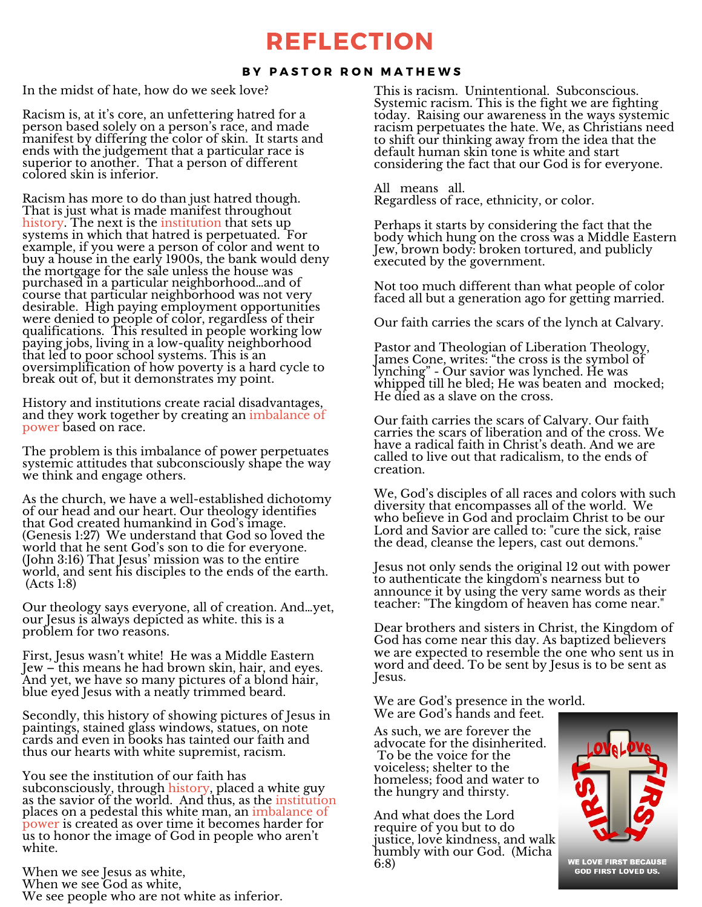# REFLECTION

**BY PASTOR RON MATHEWS**

In the midst of hate, how do we seek love?

Racism is, at it's core, an unfettering hatred for a person based solely on a person's race, and made manifest by differing the color of skin. It starts and ends with the judgement that a particular race is superior to another. That a person of different colored skin is inferior.

Racism has more to do than just hatred though. That is just what is made manifest throughout history. The next is the institution that sets up systems in which that hatred is perpetuated. For example, if you were a person of color and went to buy a house in the early 1900s, the bank would deny the mortgage for the sale unless the house was purchased in a particular neighborhood...and of course that particular neighborhood was not very desirable. High paying employment opportunities were denied to people of color, regardless of their qualifications. This resulted in people working low paying jobs, living in a low-quality neighborhood that led to poor school systems. This is an oversimplification of how poverty is a hard cycle to break out of, but it demonstrates my point.

History and institutions create racial disadvantages, and they work together by creating an imbalance of power based on race.

The problem is this imbalance of power perpetuates systemic attitudes that subconsciously shape the way we think and engage others.

As the church, we have a well-established dichotomy of our head and our heart. Our theology identifies that God created humankind in God's image. (Genesis 1:27) We understand that God so loved the world that he sent God's son to die for everyone. (John 3:16) That Jesus' mission was to the entire world, and sent his disciples to the ends of the earth. (Acts 1:8)

Our theology says everyone, all of creation. And...yet, our Jesus is always depicted as white. this is a problem for two reasons.

First, Jesus wasn't white! He was a Middle Eastern Jew – this means he had brown skin, hair, and eyes. And yet, we have so many pictures of a blond hair, blue eyed Jesus with a neatly trimmed beard.

Secondly, this history of showing pictures of Jesus in paintings, stained glass windows, statues, on note cards and even in books has tainted our faith and thus our hearts with white supremist, racism.

You see the institution of our faith has subconsciously, through history, placed a white guy as the savior of the world. And thus, as the institution places on a pedestal this white man, an imbalance of power is created as over time it becomes harder for us to honor the image of God in people who aren't white.

When we see Jesus as white,
When we see God as white,
We see people who are not white as inferior.

This is racism. Unintentional. Subconscious. Systemic racism. This is the fight we are fighting today. Raising our awareness in the ways systemic racism perpetuates the hate. We, as Christians need to shift our thinking away from the idea that the default human skin tone is white and start considering the fact that our God is for everyone.

All means all.
Regardless of race, ethnicity, or color.

Perhaps it starts by considering the fact that the body which hung on the cross was a Middle Eastern Jew, brown body: broken tortured, and publicly executed by the government.

Not too much different than what people of color faced all but a generation ago for getting married.

Our faith carries the scars of the lynch at Calvary.

Pastor and Theologian of Liberation Theology, James Cone, writes: "the cross is the symbol of lynching" - Our savior was lynched. He was whipped till he bled; He was beaten and mocked; He died as a slave on the cross.

Our faith carries the scars of Calvary. Our faith carries the scars of liberation and of the cross. We have a radical faith in Christ's death. And we are called to live out that radicalism, to the ends of creation.

We, God's disciples of all races and colors with such diversity that encompasses all of the world. We who believe in God and proclaim Christ to be our Lord and Savior are called to: "cure the sick, raise the dead, cleanse the lepers, cast out demons."

Jesus not only sends the original 12 out with power to authenticate the kingdom's nearness but to announce it by using the very same words as their teacher: "The kingdom of heaven has come near."

Dear brothers and sisters in Christ, the Kingdom of God has come near this day. As baptized believers we are expected to resemble the one who sent us in word and deed. To be sent by Jesus is to be sent as Jesus.

We are God's presence in the world.
We are God's hands and feet.

As such, we are forever the advocate for the disinherited. To be the voice for the voiceless; shelter to the homeless; food and water to the hungry and thirsty.

And what does the Lord require of you but to do justice, love kindness, and walk humbly with our God. (Micha 6:8)

LOVE LOVE FIRST FIRST

WE LOVE FIRST BECAUSE GOD FIRST LOVED US.